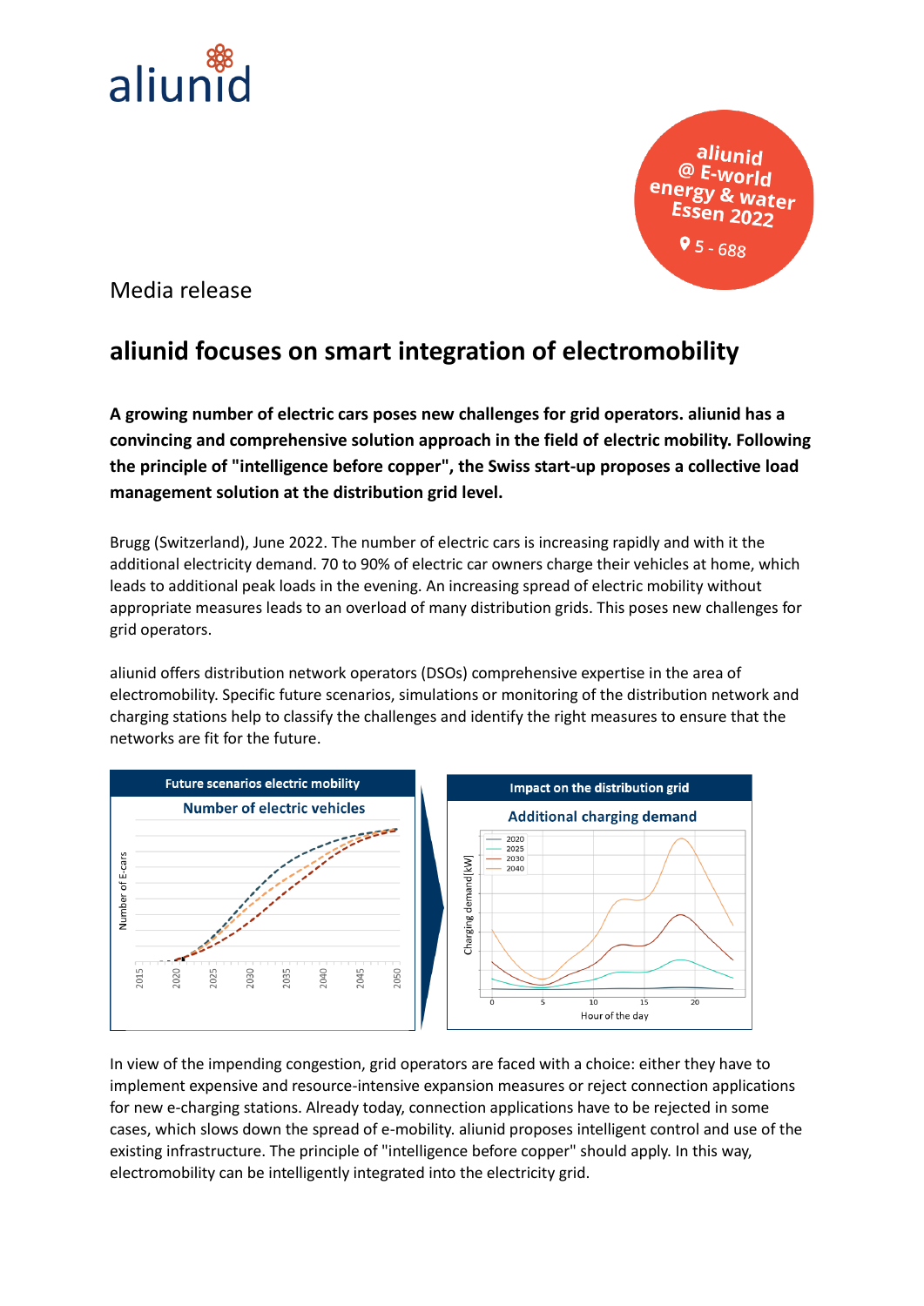aliunid

aliunid @ E-world energy & water Essen 2022

5 - 688

Media release

# aliunid focuses on smart integration of electromobility

**A growing number of electric cars poses new challenges for grid operators. aliunid has a convincing and comprehensive solution approach in the field of electric mobility. Following the principle of "intelligence before copper", the Swiss start-up proposes a collective load management solution at the distribution grid level.**

Brugg (Switzerland), June 2022. The number of electric cars is increasing rapidly and with it the additional electricity demand. 70 to 90% of electric car owners charge their vehicles at home, which leads to additional peak loads in the evening. An increasing spread of electric mobility without appropriate measures leads to an overload of many distribution grids. This poses new challenges for grid operators.

aliunid offers distribution network operators (DSOs) comprehensive expertise in the area of electromobility. Specific future scenarios, simulations or monitoring of the distribution network and charging stations help to classify the challenges and identify the right measures to ensure that the networks are fit for the future.

Future scenarios electric mobility

Number of electric vehicles

Impact on the distribution grid

Additional charging demand

In view of the impending congestion, grid operators are faced with a choice: either they have to implement expensive and resource-intensive expansion measures or reject connection applications for new e-charging stations. Already today, connection applications have to be rejected in some cases, which slows down the spread of e-mobility. aliunid proposes intelligent control and use of the existing infrastructure. The principle of "intelligence before copper" should apply. In this way, electromobility can be intelligently integrated into the electricity grid.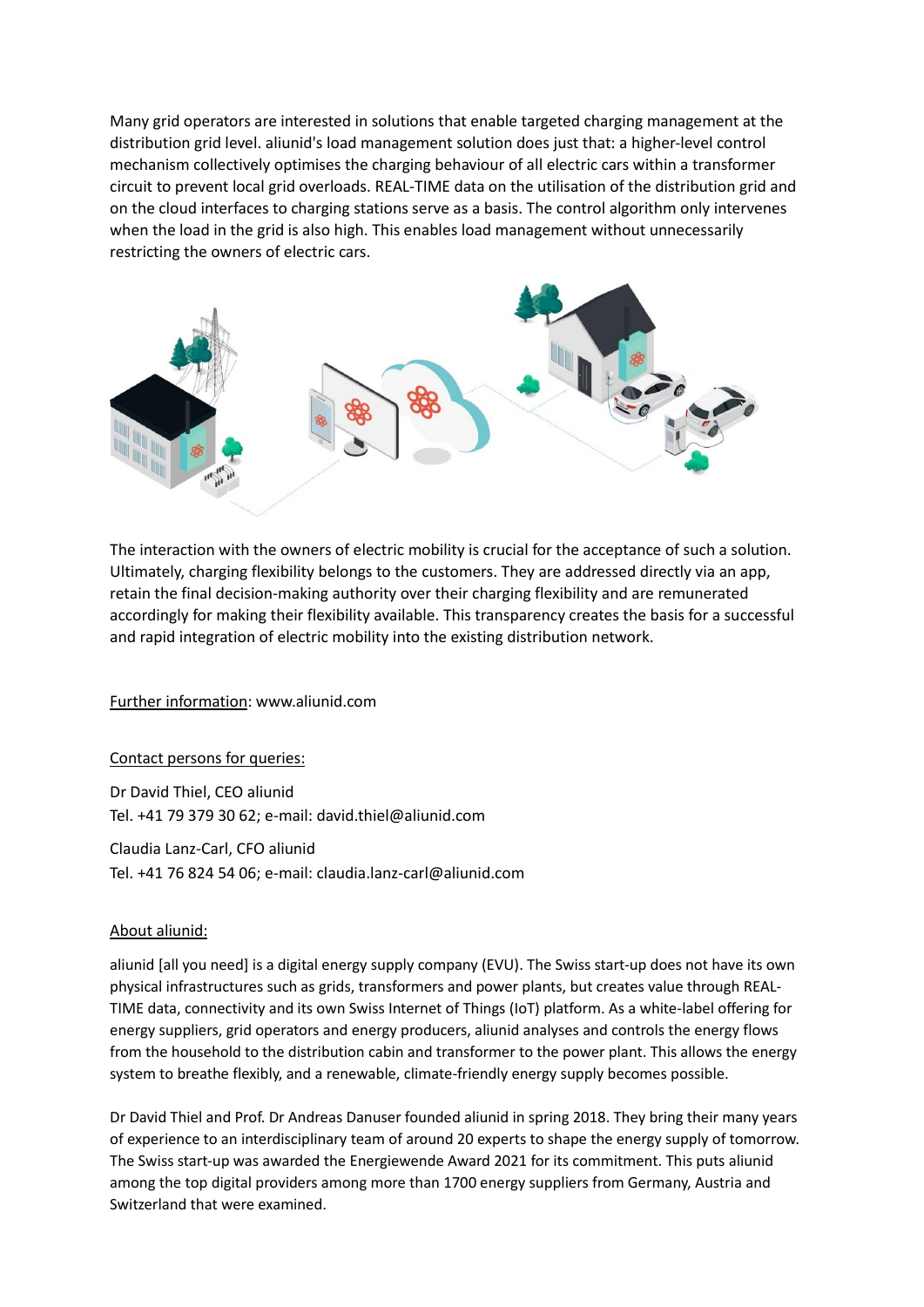Many grid operators are interested in solutions that enable targeted charging management at the distribution grid level. aliunid's load management solution does just that: a higher-level control mechanism collectively optimises the charging behaviour of all electric cars within a transformer circuit to prevent local grid overloads. REAL-TIME data on the utilisation of the distribution grid and on the cloud interfaces to charging stations serve as a basis. The control algorithm only intervenes when the load in the grid is also high. This enables load management without unnecessarily restricting the owners of electric cars.

The interaction with the owners of electric mobility is crucial for the acceptance of such a solution. Ultimately, charging flexibility belongs to the customers. They are addressed directly via an app, retain the final decision-making authority over their charging flexibility and are remunerated accordingly for making their flexibility available. This transparency creates the basis for a successful and rapid integration of electric mobility into the existing distribution network.

Further information: www.aliunid.com

Contact persons for queries:

Dr David Thiel, CEO aliunid
Tel. +41 79 379 30 62; e-mail: david.thiel@aliunid.com

Claudia Lanz-Carl, CFO aliunid
Tel. +41 76 824 54 06; e-mail: claudia.lanz-carl@aliunid.com

About aliunid:

aliunid [all you need] is a digital energy supply company (EVU). The Swiss start-up does not have its own physical infrastructures such as grids, transformers and power plants, but creates value through REAL-TIME data, connectivity and its own Swiss Internet of Things (IoT) platform. As a white-label offering for energy suppliers, grid operators and energy producers, aliunid analyses and controls the energy flows from the household to the distribution cabin and transformer to the power plant. This allows the energy system to breathe flexibly, and a renewable, climate-friendly energy supply becomes possible.

Dr David Thiel and Prof. Dr Andreas Danuser founded aliunid in spring 2018. They bring their many years of experience to an interdisciplinary team of around 20 experts to shape the energy supply of tomorrow. The Swiss start-up was awarded the Energiewende Award 2021 for its commitment. This puts aliunid among the top digital providers among more than 1700 energy suppliers from Germany, Austria and Switzerland that were examined.